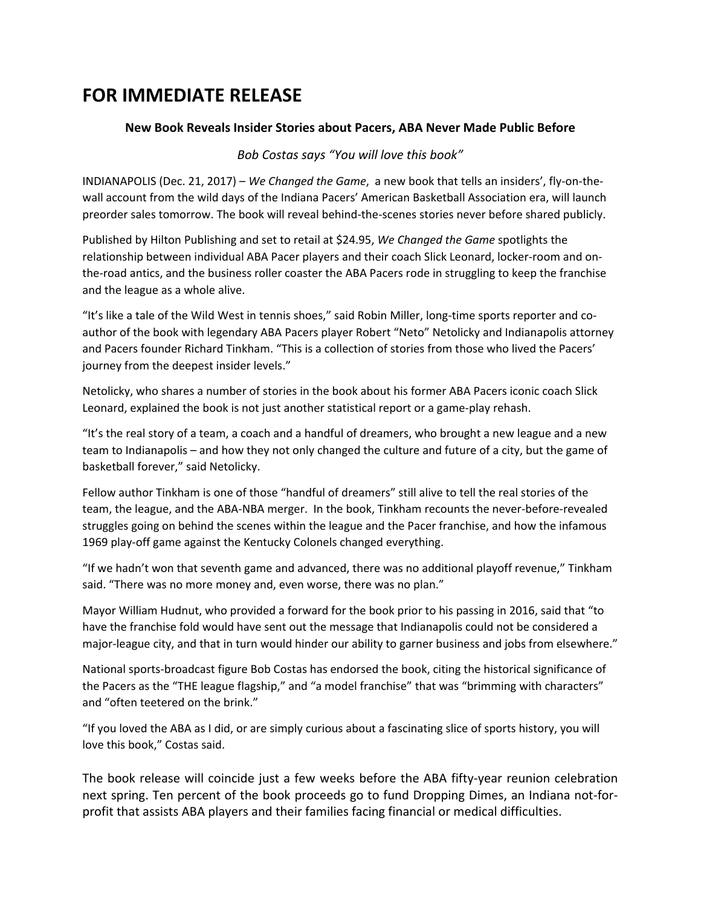# FOR IMMEDIATE RELEASE

**New Book Reveals Insider Stories about Pacers, ABA Never Made Public Before**

*Bob Costas says "You will love this book"*

INDIANAPOLIS (Dec. 21, 2017) – *We Changed the Game*, a new book that tells an insiders', fly-on-the-wall account from the wild days of the Indiana Pacers' American Basketball Association era, will launch preorder sales tomorrow. The book will reveal behind-the-scenes stories never before shared publicly.

Published by Hilton Publishing and set to retail at $24.95, *We Changed the Game* spotlights the relationship between individual ABA Pacer players and their coach Slick Leonard, locker-room and on-the-road antics, and the business roller coaster the ABA Pacers rode in struggling to keep the franchise and the league as a whole alive.

"It's like a tale of the Wild West in tennis shoes," said Robin Miller, long-time sports reporter and co-author of the book with legendary ABA Pacers player Robert "Neto" Netolicky and Indianapolis attorney and Pacers founder Richard Tinkham. "This is a collection of stories from those who lived the Pacers' journey from the deepest insider levels."

Netolicky, who shares a number of stories in the book about his former ABA Pacers iconic coach Slick Leonard, explained the book is not just another statistical report or a game-play rehash.

"It's the real story of a team, a coach and a handful of dreamers, who brought a new league and a new team to Indianapolis – and how they not only changed the culture and future of a city, but the game of basketball forever," said Netolicky.

Fellow author Tinkham is one of those "handful of dreamers" still alive to tell the real stories of the team, the league, and the ABA-NBA merger. In the book, Tinkham recounts the never-before-revealed struggles going on behind the scenes within the league and the Pacer franchise, and how the infamous 1969 play-off game against the Kentucky Colonels changed everything.

"If we hadn't won that seventh game and advanced, there was no additional playoff revenue," Tinkham said. "There was no more money and, even worse, there was no plan."

Mayor William Hudnut, who provided a forward for the book prior to his passing in 2016, said that "to have the franchise fold would have sent out the message that Indianapolis could not be considered a major-league city, and that in turn would hinder our ability to garner business and jobs from elsewhere."

National sports-broadcast figure Bob Costas has endorsed the book, citing the historical significance of the Pacers as the "THE league flagship," and "a model franchise" that was "brimming with characters" and "often teetered on the brink."

"If you loved the ABA as I did, or are simply curious about a fascinating slice of sports history, you will love this book," Costas said.

The book release will coincide just a few weeks before the ABA fifty-year reunion celebration next spring. Ten percent of the book proceeds go to fund Dropping Dimes, an Indiana not-for-profit that assists ABA players and their families facing financial or medical difficulties.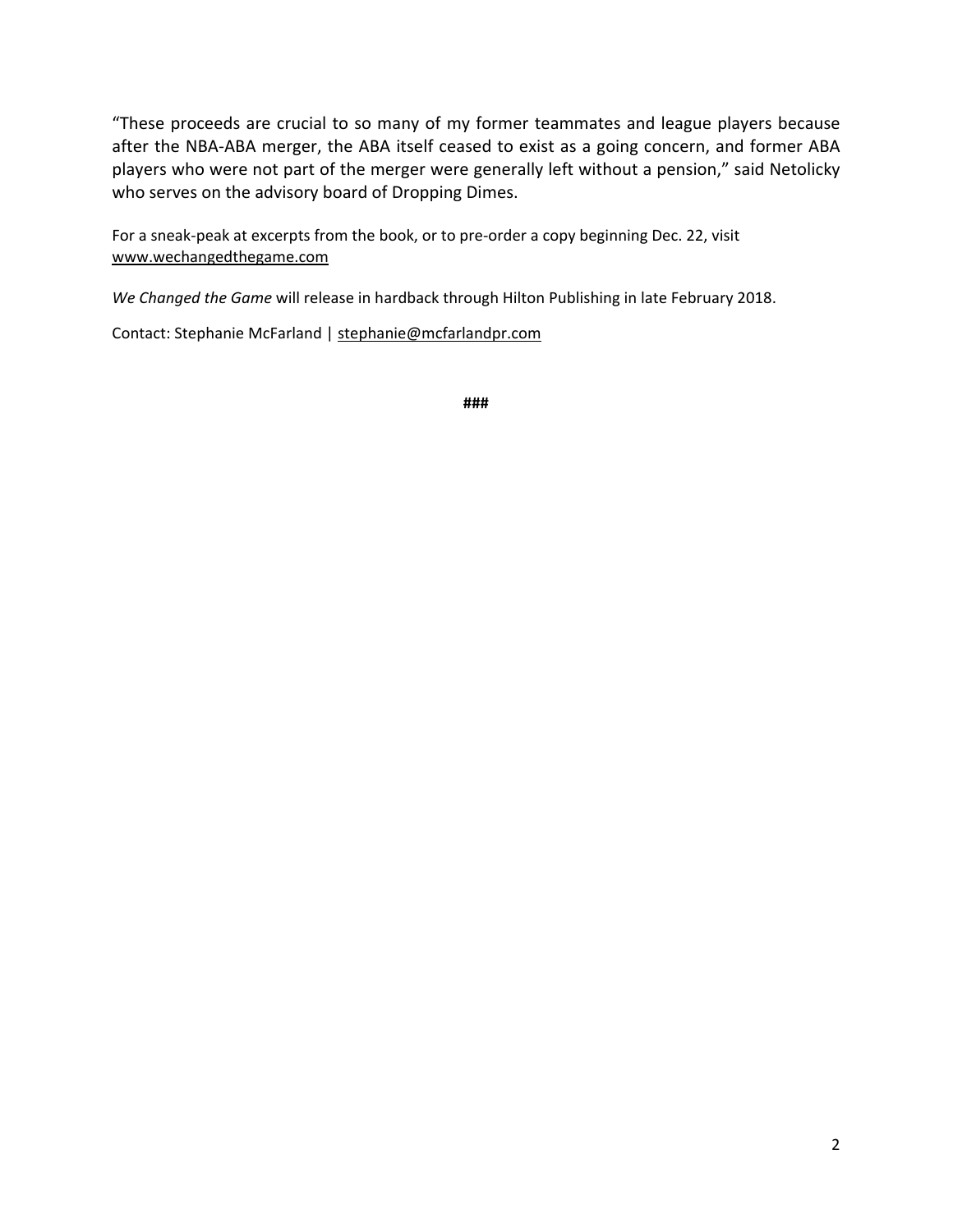"These proceeds are crucial to so many of my former teammates and league players because after the NBA-ABA merger, the ABA itself ceased to exist as a going concern, and former ABA players who were not part of the merger were generally left without a pension," said Netolicky who serves on the advisory board of Dropping Dimes.

For a sneak-peak at excerpts from the book, or to pre-order a copy beginning Dec. 22, visit www.wechangedthegame.com

*We Changed the Game* will release in hardback through Hilton Publishing in late February 2018.

Contact: Stephanie McFarland | stephanie@mcfarlandpr.com

**###**